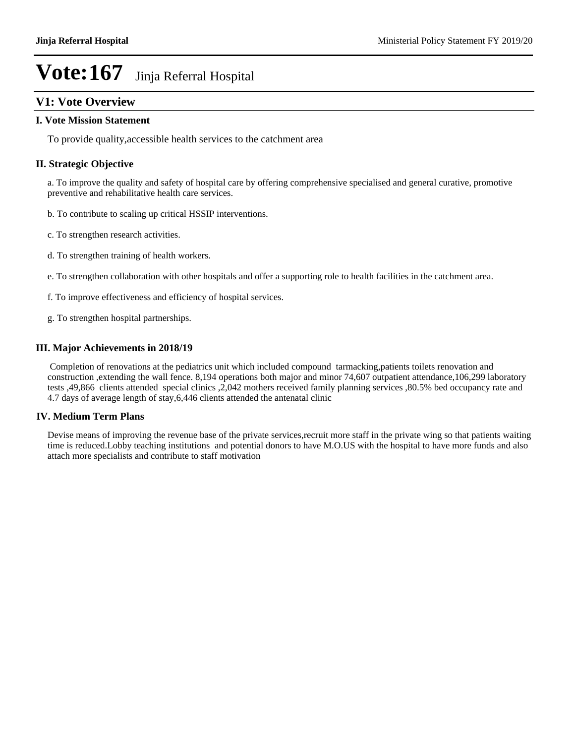# Vote:167 Jinja Referral Hospital

## V1: Vote Overview

### I. Vote Mission Statement

To provide quality,accessible health services to the catchment area

### II. Strategic Objective

a. To improve the quality and safety of hospital care by offering comprehensive specialised and general curative, promotive preventive and rehabilitative health care services.

b. To contribute to scaling up critical HSSIP interventions.

c. To strengthen research activities.

d. To strengthen training of health workers.

e. To strengthen collaboration with other hospitals and offer a supporting role to health facilities in the catchment area.

f. To improve effectiveness and efficiency of hospital services.

g. To strengthen hospital partnerships.

### III. Major Achievements in 2018/19

Completion of renovations at the pediatrics unit which included compound tarmacking,patients toilets renovation and construction ,extending the wall fence. 8,194 operations both major and minor 74,607 outpatient attendance,106,299 laboratory tests ,49,866 clients attended special clinics ,2,042 mothers received family planning services ,80.5% bed occupancy rate and 4.7 days of average length of stay,6,446 clients attended the antenatal clinic

### IV. Medium Term Plans

Devise means of improving the revenue base of the private services,recruit more staff in the private wing so that patients waiting time is reduced.Lobby teaching institutions and potential donors to have M.O.US with the hospital to have more funds and also attach more specialists and contribute to staff motivation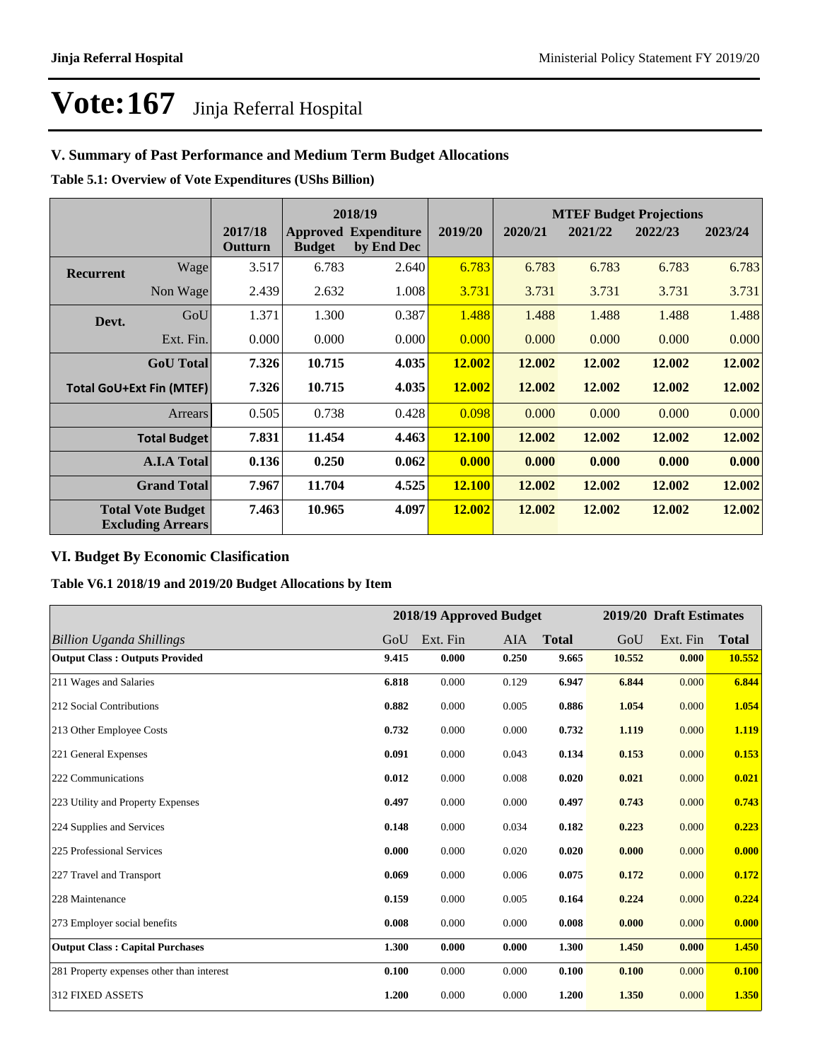# Vote:167 Jinja Referral Hospital

## V. Summary of Past Performance and Medium Term Budget Allocations

**Table 5.1: Overview of Vote Expenditures (UShs Billion)**

| | | | 2018/19 | | | MTEF Budget Projections | | | |
|---|---|---|---|---|---|---|---|---|---|
| | | 2017/18 Outturn | Approved Budget | Expenditure by End Dec | 2019/20 | 2020/21 | 2021/22 | 2022/23 | 2023/24 |
| Recurrent | Wage | 3.517 | 6.783 | 2.640 | 6.783 | 6.783 | 6.783 | 6.783 | 6.783 |
| | Non Wage | 2.439 | 2.632 | 1.008 | 3.731 | 3.731 | 3.731 | 3.731 | 3.731 |
| Devt. | GoU | 1.371 | 1.300 | 0.387 | 1.488 | 1.488 | 1.488 | 1.488 | 1.488 |
| | Ext. Fin. | 0.000 | 0.000 | 0.000 | 0.000 | 0.000 | 0.000 | 0.000 | 0.000 |
| | **GoU Total** | **7.326** | **10.715** | **4.035** | **12.002** | **12.002** | **12.002** | **12.002** | **12.002** |
| **Total GoU+Ext Fin (MTEF)** | | **7.326** | **10.715** | **4.035** | **12.002** | **12.002** | **12.002** | **12.002** | **12.002** |
| | Arrears | 0.505 | 0.738 | 0.428 | 0.098 | 0.000 | 0.000 | 0.000 | 0.000 |
| | **Total Budget** | **7.831** | **11.454** | **4.463** | **12.100** | **12.002** | **12.002** | **12.002** | **12.002** |
| | **A.I.A Total** | **0.136** | **0.250** | **0.062** | **0.000** | **0.000** | **0.000** | **0.000** | **0.000** |
| | **Grand Total** | **7.967** | **11.704** | **4.525** | **12.100** | **12.002** | **12.002** | **12.002** | **12.002** |
| **Total Vote Budget Excluding Arrears** | | **7.463** | **10.965** | **4.097** | **12.002** | **12.002** | **12.002** | **12.002** | **12.002** |

## VI. Budget By Economic Clasification

**Table V6.1 2018/19 and 2019/20 Budget Allocations by Item**

| | 2018/19 Approved Budget | | | | 2019/20 Draft Estimates | | |
|---|---|---|---|---|---|---|---|
| *Billion Uganda Shillings* | GoU | Ext. Fin | AIA | **Total** | GoU | Ext. Fin | **Total** |
| **Output Class : Outputs Provided** | **9.415** | **0.000** | **0.250** | **9.665** | **10.552** | **0.000** | **10.552** |
| 211 Wages and Salaries | **6.818** | 0.000 | 0.129 | **6.947** | **6.844** | 0.000 | **6.844** |
| 212 Social Contributions | **0.882** | 0.000 | 0.005 | **0.886** | **1.054** | 0.000 | **1.054** |
| 213 Other Employee Costs | **0.732** | 0.000 | 0.000 | **0.732** | **1.119** | 0.000 | **1.119** |
| 221 General Expenses | **0.091** | 0.000 | 0.043 | **0.134** | **0.153** | 0.000 | **0.153** |
| 222 Communications | **0.012** | 0.000 | 0.008 | **0.020** | **0.021** | 0.000 | **0.021** |
| 223 Utility and Property Expenses | **0.497** | 0.000 | 0.000 | **0.497** | **0.743** | 0.000 | **0.743** |
| 224 Supplies and Services | **0.148** | 0.000 | 0.034 | **0.182** | **0.223** | 0.000 | **0.223** |
| 225 Professional Services | **0.000** | 0.000 | 0.020 | **0.020** | **0.000** | 0.000 | **0.000** |
| 227 Travel and Transport | **0.069** | 0.000 | 0.006 | **0.075** | **0.172** | 0.000 | **0.172** |
| 228 Maintenance | **0.159** | 0.000 | 0.005 | **0.164** | **0.224** | 0.000 | **0.224** |
| 273 Employer social benefits | **0.008** | 0.000 | 0.000 | **0.008** | **0.000** | 0.000 | **0.000** |
| **Output Class : Capital Purchases** | **1.300** | **0.000** | **0.000** | **1.300** | **1.450** | **0.000** | **1.450** |
| 281 Property expenses other than interest | **0.100** | 0.000 | 0.000 | **0.100** | **0.100** | 0.000 | **0.100** |
| 312 FIXED ASSETS | **1.200** | 0.000 | 0.000 | **1.200** | **1.350** | 0.000 | **1.350** |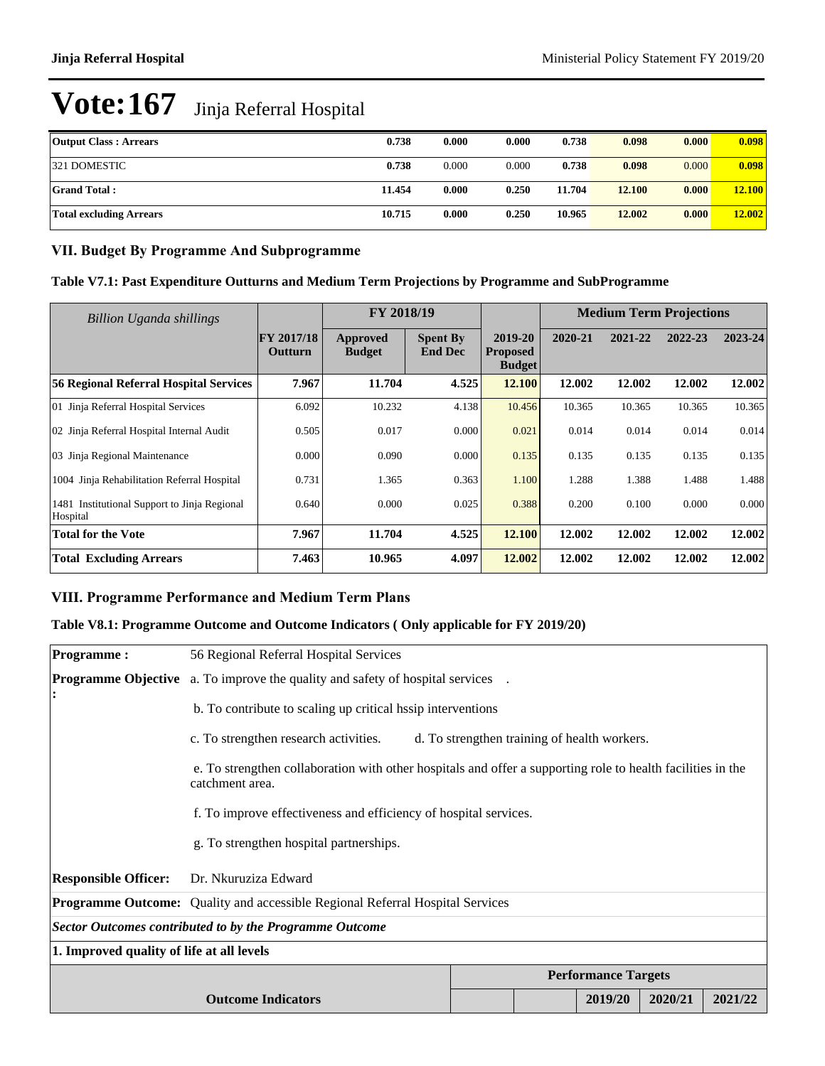# Vote:167 Jinja Referral Hospital

| | | | | | | | |
|---|---|---|---|---|---|---|---|
| **Output Class : Arrears** | **0.738** | **0.000** | **0.000** | **0.738** | **0.098** | **0.000** | **0.098** |
| 321 DOMESTIC | **0.738** | 0.000 | 0.000 | **0.738** | **0.098** | 0.000 | **0.098** |
| **Grand Total :** | **11.454** | **0.000** | **0.250** | **11.704** | **12.100** | **0.000** | **12.100** |
| **Total excluding Arrears** | **10.715** | **0.000** | **0.250** | **10.965** | **12.002** | **0.000** | **12.002** |

## VII. Budget By Programme And Subprogramme

### Table V7.1: Past Expenditure Outturns and Medium Term Projections by Programme and SubProgramme

| *Billion Uganda shillings* | | FY 2018/19 | | | Medium Term Projections | | | |
|---|---|---|---|---|---|---|---|---|
| | **FY 2017/18 Outturn** | **Approved Budget** | **Spent By End Dec** | **2019-20 Proposed Budget** | **2020-21** | **2021-22** | **2022-23** | **2023-24** |
| **56 Regional Referral Hospital Services** | **7.967** | **11.704** | **4.525** | **12.100** | **12.002** | **12.002** | **12.002** | **12.002** |
| 01 Jinja Referral Hospital Services | 6.092 | 10.232 | 4.138 | 10.456 | 10.365 | 10.365 | 10.365 | 10.365 |
| 02 Jinja Referral Hospital Internal Audit | 0.505 | 0.017 | 0.000 | 0.021 | 0.014 | 0.014 | 0.014 | 0.014 |
| 03 Jinja Regional Maintenance | 0.000 | 0.090 | 0.000 | 0.135 | 0.135 | 0.135 | 0.135 | 0.135 |
| 1004 Jinja Rehabilitation Referral Hospital | 0.731 | 1.365 | 0.363 | 1.100 | 1.288 | 1.388 | 1.488 | 1.488 |
| 1481 Institutional Support to Jinja Regional Hospital | 0.640 | 0.000 | 0.025 | 0.388 | 0.200 | 0.100 | 0.000 | 0.000 |
| **Total for the Vote** | **7.967** | **11.704** | **4.525** | **12.100** | **12.002** | **12.002** | **12.002** | **12.002** |
| **Total Excluding Arrears** | **7.463** | **10.965** | **4.097** | **12.002** | **12.002** | **12.002** | **12.002** | **12.002** |

## VIII. Programme Performance and Medium Term Plans

### Table V8.1: Programme Outcome and Outcome Indicators ( Only applicable for FY 2019/20)

| | |
|---|---|
| **Programme :** | 56 Regional Referral Hospital Services |
| **Programme Objective :** | a. To improve the quality and safety of hospital services . |
| | b. To contribute to scaling up critical hssip interventions |
| | c. To strengthen research activities. d. To strengthen training of health workers. |
| | e. To strengthen collaboration with other hospitals and offer a supporting role to health facilities in the catchment area. |
| | f. To improve effectiveness and efficiency of hospital services. |
| | g. To strengthen hospital partnerships. |
| **Responsible Officer:** | Dr. Nkuruziza Edward |
| **Programme Outcome:** | Quality and accessible Regional Referral Hospital Services |

***Sector Outcomes contributed to by the Programme Outcome***

**1. Improved quality of life at all levels**

| | | | Performance Targets | | |
|---|---|---|---|---|---|
| **Outcome Indicators** | | | **2019/20** | **2020/21** | **2021/22** |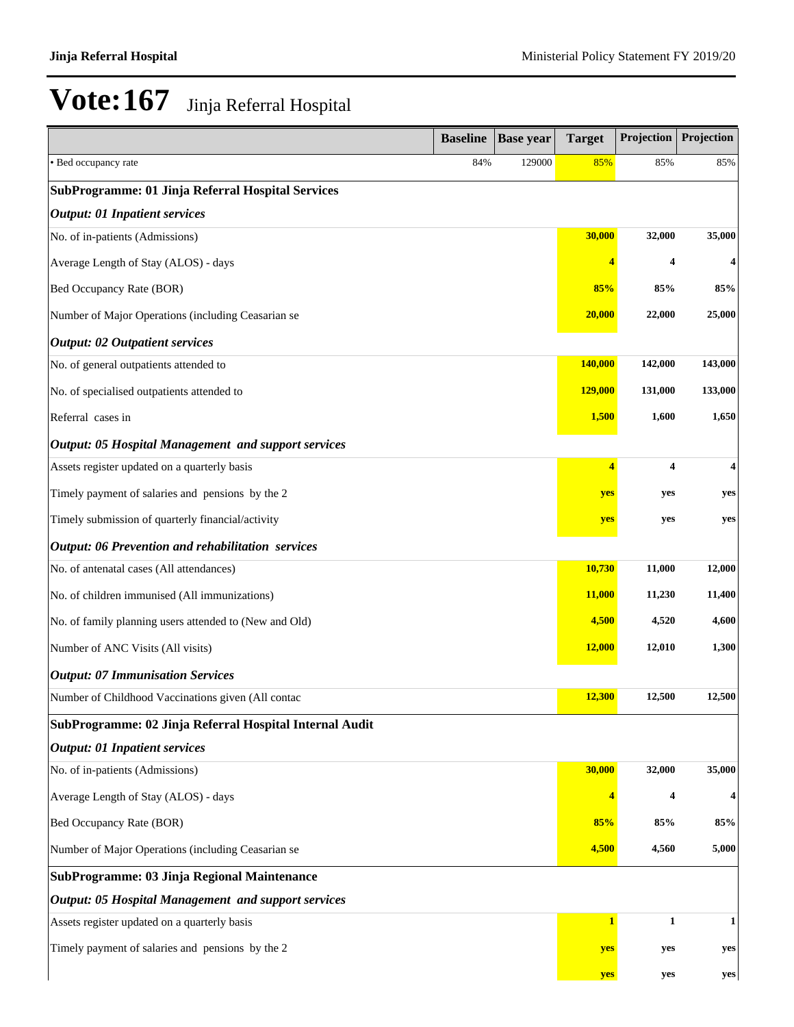# Vote:167 Jinja Referral Hospital

| | Baseline | Base year | Target | Projection | Projection |
|---|---|---|---|---|---|
| • Bed occupancy rate | 84% | 129000 | 85% | 85% | 85% |
| **SubProgramme: 01 Jinja Referral Hospital Services** | | | | | |
| ***Output: 01 Inpatient services*** | | | | | |
| No. of in-patients (Admissions) | | | **30,000** | **32,000** | **35,000** |
| Average Length of Stay (ALOS) - days | | | **4** | **4** | **4** |
| Bed Occupancy Rate (BOR) | | | **85%** | **85%** | **85%** |
| Number of Major Operations (including Ceasarian se | | | **20,000** | **22,000** | **25,000** |
| ***Output: 02 Outpatient services*** | | | | | |
| No. of general outpatients attended to | | | **140,000** | **142,000** | **143,000** |
| No. of specialised outpatients attended to | | | **129,000** | **131,000** | **133,000** |
| Referral cases in | | | **1,500** | **1,600** | **1,650** |
| ***Output: 05 Hospital Management and support services*** | | | | | |
| Assets register updated on a quarterly basis | | | **4** | **4** | **4** |
| Timely payment of salaries and pensions by the 2 | | | **yes** | **yes** | **yes** |
| Timely submission of quarterly financial/activity | | | **yes** | **yes** | **yes** |
| ***Output: 06 Prevention and rehabilitation services*** | | | | | |
| No. of antenatal cases (All attendances) | | | **10,730** | **11,000** | **12,000** |
| No. of children immunised (All immunizations) | | | **11,000** | **11,230** | **11,400** |
| No. of family planning users attended to (New and Old) | | | **4,500** | **4,520** | **4,600** |
| Number of ANC Visits (All visits) | | | **12,000** | **12,010** | **1,300** |
| ***Output: 07 Immunisation Services*** | | | | | |
| Number of Childhood Vaccinations given (All contac | | | **12,300** | **12,500** | **12,500** |
| **SubProgramme: 02 Jinja Referral Hospital Internal Audit** | | | | | |
| ***Output: 01 Inpatient services*** | | | | | |
| No. of in-patients (Admissions) | | | **30,000** | **32,000** | **35,000** |
| Average Length of Stay (ALOS) - days | | | **4** | **4** | **4** |
| Bed Occupancy Rate (BOR) | | | **85%** | **85%** | **85%** |
| Number of Major Operations (including Ceasarian se | | | **4,500** | **4,560** | **5,000** |
| **SubProgramme: 03 Jinja Regional Maintenance** | | | | | |
| ***Output: 05 Hospital Management and support services*** | | | | | |
| Assets register updated on a quarterly basis | | | **1** | **1** | **1** |
| Timely payment of salaries and pensions by the 2 | | | **yes** | **yes** | **yes** |
| | | | **yes** | **yes** | **yes** |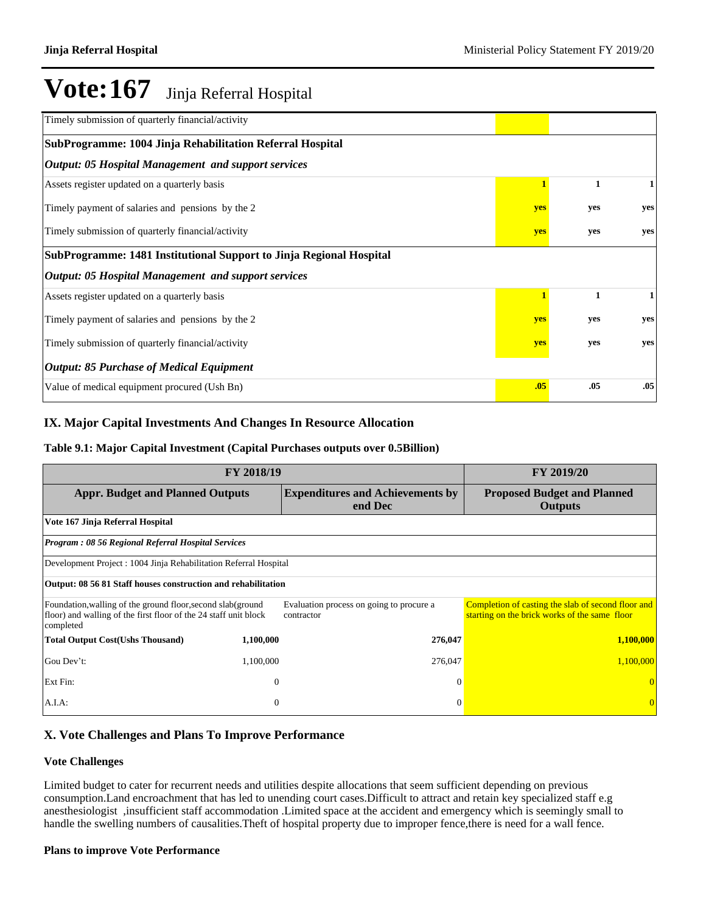# Vote:167 Jinja Referral Hospital

| | | | |
|---|---|---|---|
| Timely submission of quarterly financial/activity | | | |
| **SubProgramme: 1004 Jinja Rehabilitation Referral Hospital** | | | |
| ***Output: 05 Hospital Management and support services*** | | | |
| Assets register updated on a quarterly basis | **1** | **1** | **1** |
| Timely payment of salaries and pensions by the 2 | **yes** | **yes** | **yes** |
| Timely submission of quarterly financial/activity | **yes** | **yes** | **yes** |
| **SubProgramme: 1481 Institutional Support to Jinja Regional Hospital** | | | |
| ***Output: 05 Hospital Management and support services*** | | | |
| Assets register updated on a quarterly basis | **1** | **1** | **1** |
| Timely payment of salaries and pensions by the 2 | **yes** | **yes** | **yes** |
| Timely submission of quarterly financial/activity | **yes** | **yes** | **yes** |
| ***Output: 85 Purchase of Medical Equipment*** | | | |
| Value of medical equipment procured (Ush Bn) | **.05** | **.05** | **.05** |

## IX. Major Capital Investments And Changes In Resource Allocation

### Table 9.1: Major Capital Investment (Capital Purchases outputs over 0.5Billion)

| FY 2018/19 | | | FY 2019/20 |
|---|---|---|---|
| **Appr. Budget and Planned Outputs** | | **Expenditures and Achievements by end Dec** | **Proposed Budget and Planned Outputs** |
| **Vote 167 Jinja Referral Hospital** | | | |
| ***Program : 08 56 Regional Referral Hospital Services*** | | | |
| Development Project : 1004 Jinja Rehabilitation Referral Hospital | | | |
| **Output: 08 56 81 Staff houses construction and rehabilitation** | | | |
| Foundation,walling of the ground floor,second slab(ground floor) and walling of the first floor of the 24 staff unit block completed | | Evaluation process on going to procure a contractor | Completion of casting the slab of second floor and starting on the brick works of the same floor |
| **Total Output Cost(Ushs Thousand)** | **1,100,000** | **276,047** | **1,100,000** |
| Gou Dev't: | 1,100,000 | 276,047 | 1,100,000 |
| Ext Fin: | 0 | 0 | 0 |
| A.I.A: | 0 | 0 | 0 |

## X. Vote Challenges and Plans To Improve Performance

### Vote Challenges

Limited budget to cater for recurrent needs and utilities despite allocations that seem sufficient depending on previous consumption.Land encroachment that has led to unending court cases.Difficult to attract and retain key specialized staff e.g anesthesiologist ,insufficient staff accommodation .Limited space at the accident and emergency which is seemingly small to handle the swelling numbers of causalities.Theft of hospital property due to improper fence,there is need for a wall fence.

### Plans to improve Vote Performance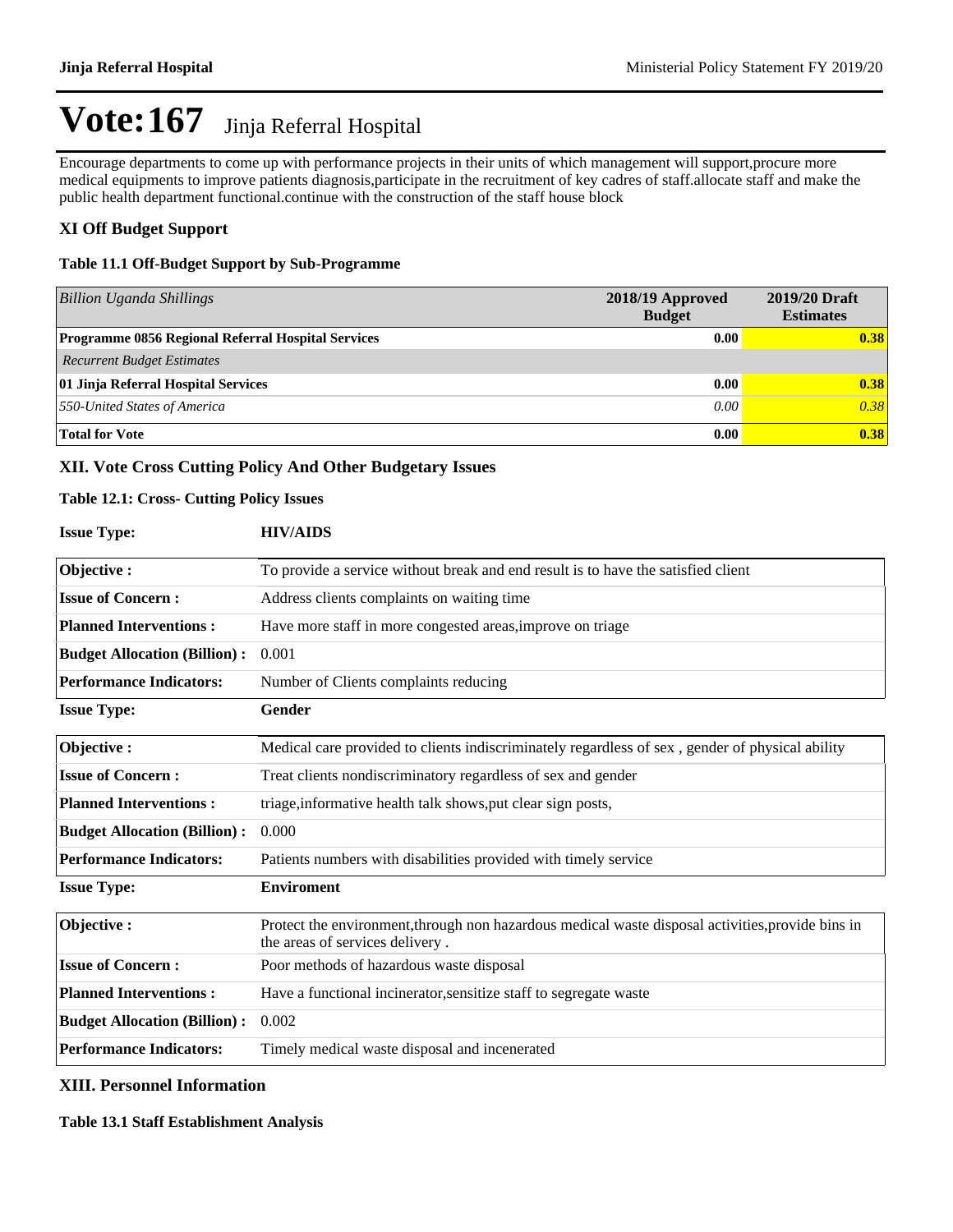# Vote:167 Jinja Referral Hospital

Encourage departments to come up with performance projects in their units of which management will support,procure more medical equipments to improve patients diagnosis,participate in the recruitment of key cadres of staff.allocate staff and make the public health department functional.continue with the construction of the staff house block

### XI Off Budget Support

**Table 11.1 Off-Budget Support by Sub-Programme**

| *Billion Uganda Shillings* | 2018/19 Approved Budget | 2019/20 Draft Estimates |
|---|---|---|
| **Programme 0856 Regional Referral Hospital Services** | **0.00** | **0.38** |
| *Recurrent Budget Estimates* | | |
| **01 Jinja Referral Hospital Services** | **0.00** | **0.38** |
| *550-United States of America* | *0.00* | *0.38* |
| **Total for Vote** | **0.00** | **0.38** |

### XII. Vote Cross Cutting Policy And Other Budgetary Issues

**Table 12.1: Cross- Cutting Policy Issues**

| **Issue Type:** | **HIV/AIDS** |
|---|---|
| **Objective :** | To provide a service without break and end result is to have the satisfied client |
| **Issue of Concern :** | Address clients complaints on waiting time |
| **Planned Interventions :** | Have more staff in more congested areas,improve on triage |
| **Budget Allocation (Billion) :** | 0.001 |
| **Performance Indicators:** | Number of Clients complaints reducing |

| **Issue Type:** | **Gender** |
|---|---|
| **Objective :** | Medical care provided to clients indiscriminately regardless of sex , gender of physical ability |
| **Issue of Concern :** | Treat clients nondiscriminatory regardless of sex and gender |
| **Planned Interventions :** | triage,informative health talk shows,put clear sign posts, |
| **Budget Allocation (Billion) :** | 0.000 |
| **Performance Indicators:** | Patients numbers with disabilities provided with timely service |

| **Issue Type:** | **Enviroment** |
|---|---|
| **Objective :** | Protect the environment,through non hazardous medical waste disposal activities,provide bins in the areas of services delivery . |
| **Issue of Concern :** | Poor methods of hazardous waste disposal |
| **Planned Interventions :** | Have a functional incinerator,sensitize staff to segregate waste |
| **Budget Allocation (Billion) :** | 0.002 |
| **Performance Indicators:** | Timely medical waste disposal and incenerated |

### XIII. Personnel Information

**Table 13.1 Staff Establishment Analysis**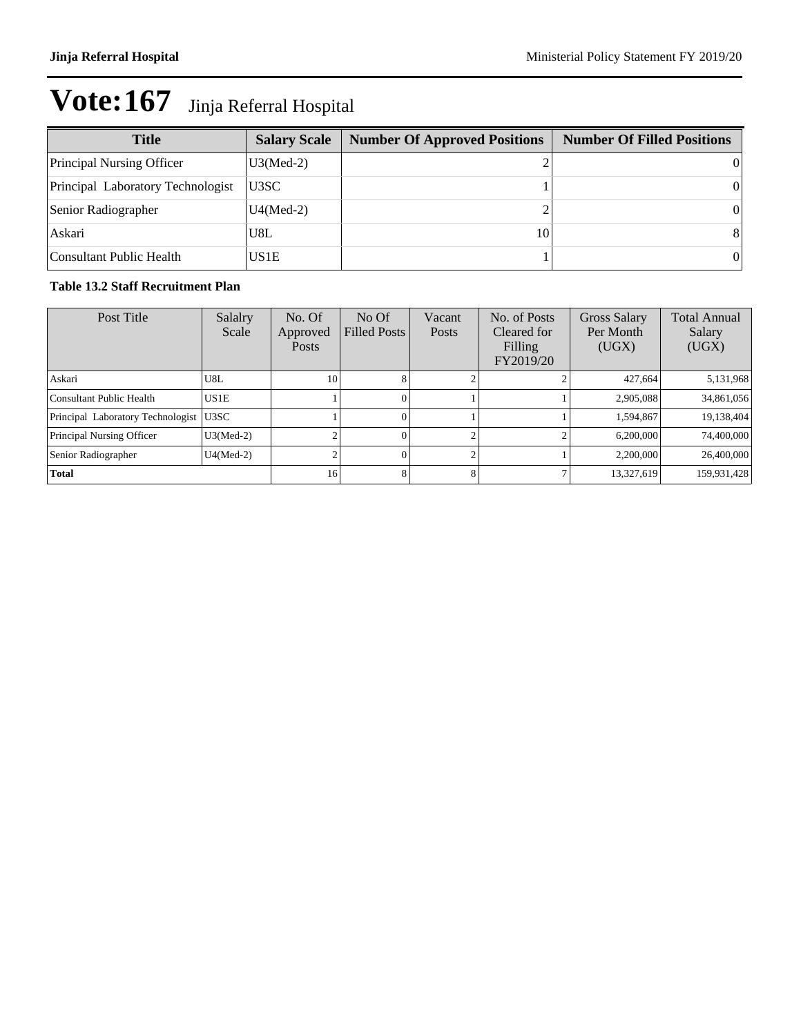# Vote:167 Jinja Referral Hospital

| Title | Salary Scale | Number Of Approved Positions | Number Of Filled Positions |
|---|---|---|---|
| Principal Nursing Officer | U3(Med-2) | 2 | 0 |
| Principal  Laboratory Technologist | U3SC | 1 | 0 |
| Senior Radiographer | U4(Med-2) | 2 | 0 |
| Askari | U8L | 10 | 8 |
| Consultant Public Health | US1E | 1 | 0 |

**Table 13.2 Staff Recruitment Plan**

| Post Title | Salalry Scale | No. Of Approved Posts | No Of Filled Posts | Vacant Posts | No. of Posts Cleared for Filling FY2019/20 | Gross Salary Per Month (UGX) | Total Annual Salary (UGX) |
|---|---|---|---|---|---|---|---|
| Askari | U8L | 10 | 8 | 2 | 2 | 427,664 | 5,131,968 |
| Consultant Public Health | US1E | 1 | 0 | 1 | 1 | 2,905,088 | 34,861,056 |
| Principal  Laboratory Technologist | U3SC | 1 | 0 | 1 | 1 | 1,594,867 | 19,138,404 |
| Principal Nursing Officer | U3(Med-2) | 2 | 0 | 2 | 2 | 6,200,000 | 74,400,000 |
| Senior Radiographer | U4(Med-2) | 2 | 0 | 2 | 1 | 2,200,000 | 26,400,000 |
| **Total** | | 16 | 8 | 8 | 7 | 13,327,619 | 159,931,428 |